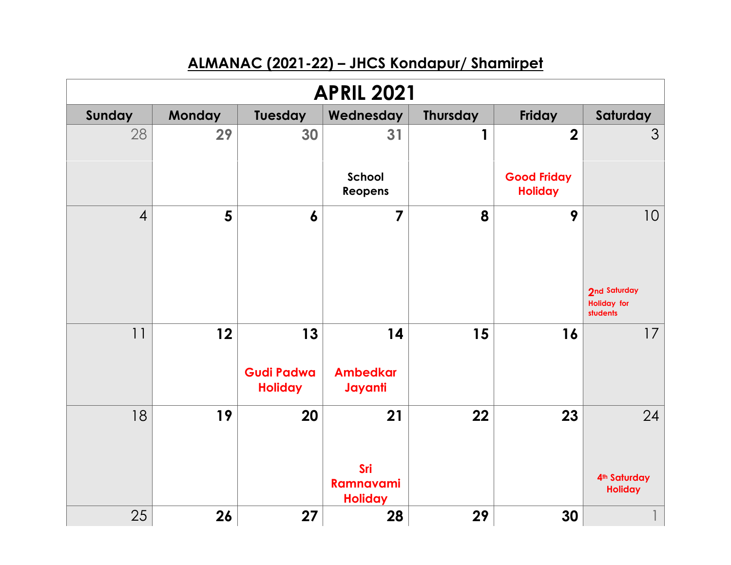# ALMANAC (2021-22) – JHCS Kondapur/ Shamirpet

## APRIL 2021

| Sunday | Monday | Tuesday | Wednesday | Thursday | Friday | Saturday |
|---|---|---|---|---|---|---|
| 28 | 29 | 30 | 31 School Reopens | 1 | 2 Good Friday Holiday | 3 |
| 4 | 5 | 6 | 7 | 8 | 9 | 10 2nd Saturday Holiday for students |
| 11 | 12 | 13 Gudi Padwa Holiday | 14 Ambedkar Jayanti | 15 | 16 | 17 |
| 18 | 19 | 20 | 21 Sri Ramnavami Holiday | 22 | 23 | 24 4th Saturday Holiday |
| 25 | 26 | 27 | 28 | 29 | 30 | 1 |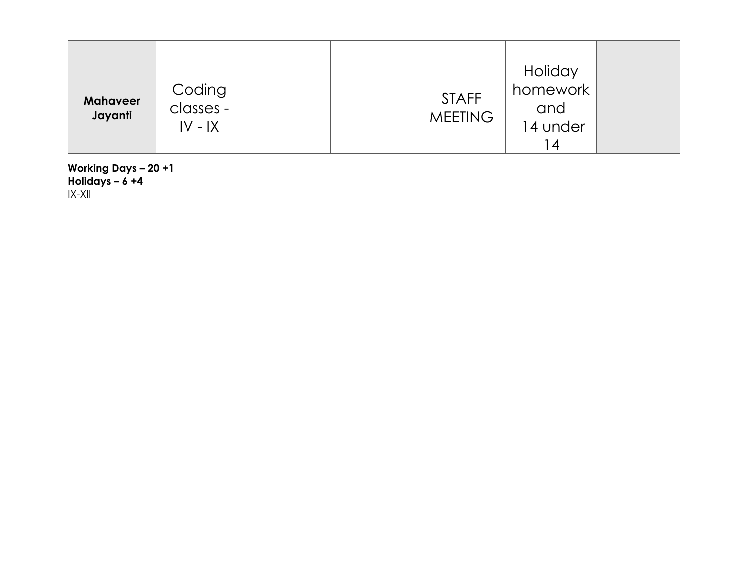| **Mahaveer Jayanti** | Coding classes - IV - IX | | | STAFF MEETING | Holiday homework and 14 under 14 | |
|---|---|---|---|---|---|---|

**Working Days – 20 +1**
**Holidays – 6 +4**
IX-XII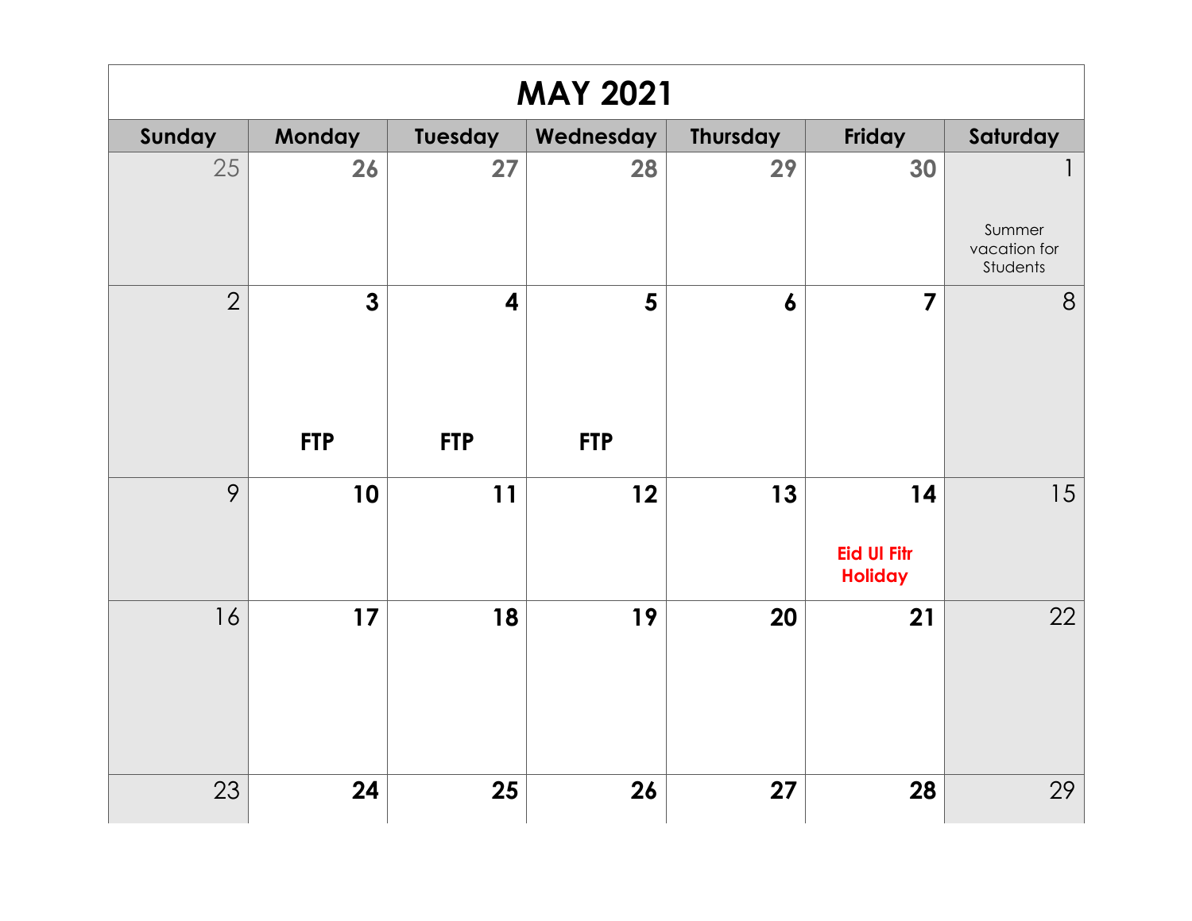# MAY 2021

| Sunday | Monday | Tuesday | Wednesday | Thursday | Friday | Saturday |
|---|---|---|---|---|---|---|
| 25 | 26 | 27 | 28 | 29 | 30 | 1 Summer vacation for Students |
| 2 | 3 **FTP** | 4 **FTP** | 5 **FTP** | 6 | 7 | 8 |
| 9 | 10 | 11 | 12 | 13 | 14 **Eid Ul Fitr Holiday** | 15 |
| 16 | 17 | 18 | 19 | 20 | 21 | 22 |
| 23 | 24 | 25 | 26 | 27 | 28 | 29 |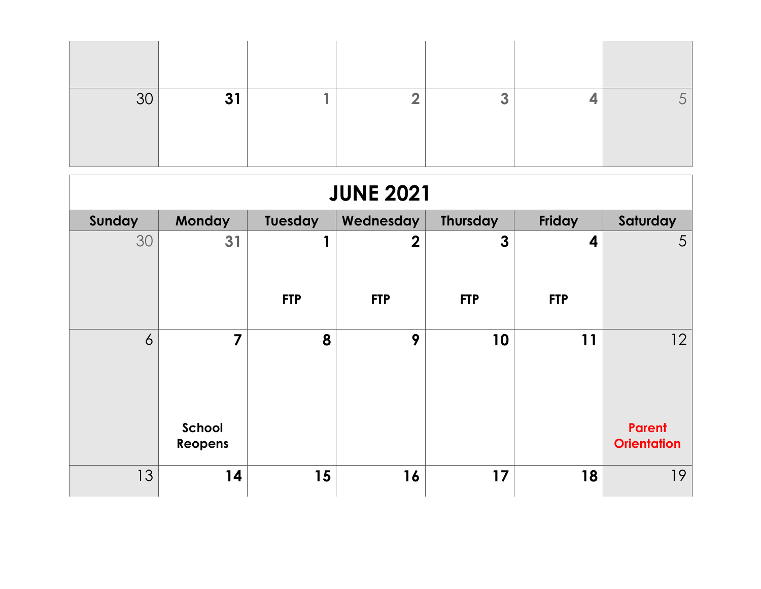| | | | | | | |
|---|---|---|---|---|---|---|
| 30 | 31 | 1 | 2 | 3 | 4 | 5 |

# JUNE 2021

| Sunday | Monday | Tuesday | Wednesday | Thursday | Friday | Saturday |
|---|---|---|---|---|---|---|
| 30 | 31 | 1<br>FTP | 2<br>FTP | 3<br>FTP | 4<br>FTP | 5 |
| 6 | 7<br>School Reopens | 8 | 9 | 10 | 11 | 12<br>Parent Orientation |
| 13 | 14 | 15 | 16 | 17 | 18 | 19 |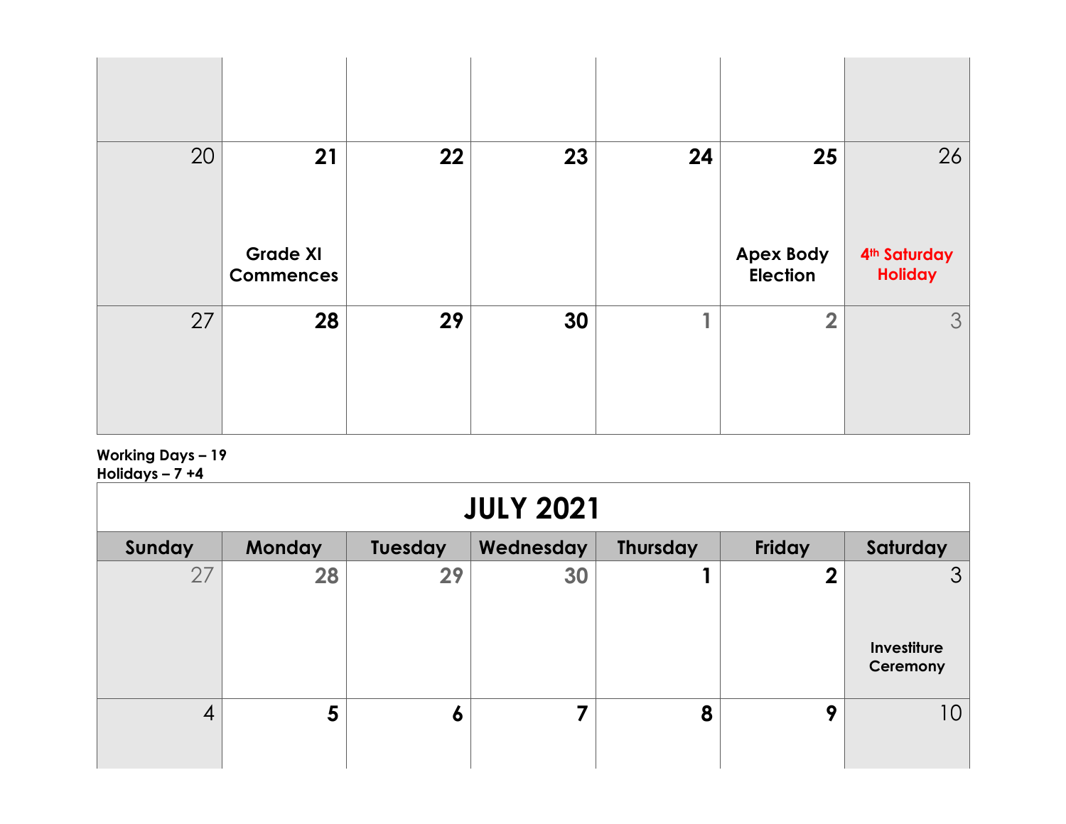| | | | | | | |
|---|---|---|---|---|---|---|
| | | | | | | |
| 20 | 21<br>Grade XI Commences | 22 | 23 | 24 | 25<br>Apex Body Election | 26<br>4th Saturday Holiday |
| 27 | 28 | 29 | 30 | 1 | 2 | 3 |

**Working Days – 19**
**Holidays – 7 +4**

| JULY 2021 | | | | | | |
|---|---|---|---|---|---|---|
| **Sunday** | **Monday** | **Tuesday** | **Wednesday** | **Thursday** | **Friday** | **Saturday** |
| 27 | 28 | 29 | 30 | 1 | 2 | 3<br>Investiture Ceremony |
| 4 | 5 | 6 | 7 | 8 | 9 | 10 |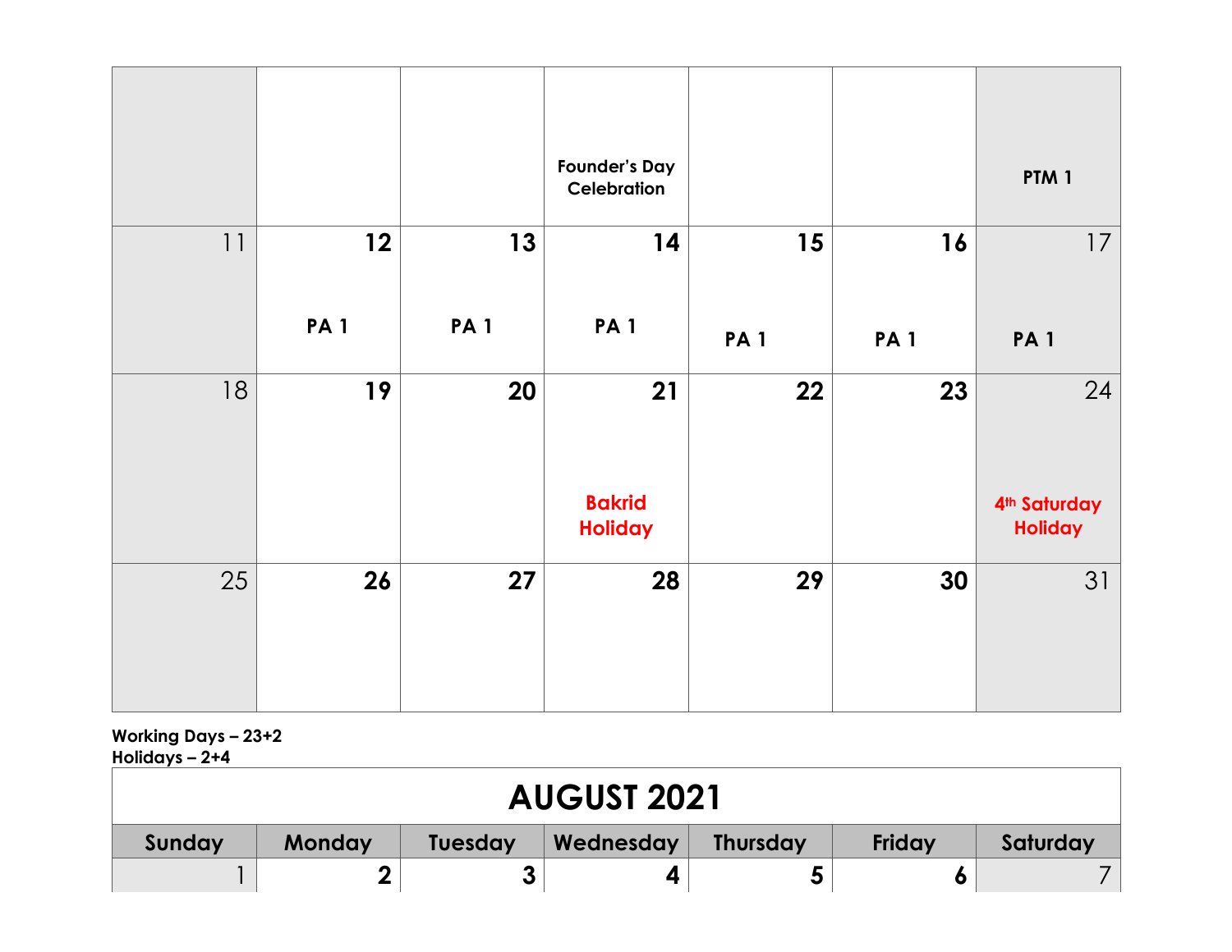|  |  |  |  |  |  |  |
|---|---|---|---|---|---|---|
|  |  |  | Founder's Day Celebration |  |  | PTM 1 |
| 11 | 12<br>PA 1 | 13<br>PA 1 | 14<br>PA 1 | 15<br>PA 1 | 16<br>PA 1 | 17<br>PA 1 |
| 18 | 19 | 20 | 21<br>Bakrid Holiday | 22 | 23 | 24<br>4th Saturday Holiday |
| 25 | 26 | 27 | 28 | 29 | 30 | 31 |

**Working Days – 23+2**
**Holidays – 2+4**

# AUGUST 2021

| Sunday | Monday | Tuesday | Wednesday | Thursday | Friday | Saturday |
|---|---|---|---|---|---|---|
| 1 | 2 | 3 | 4 | 5 | 6 | 7 |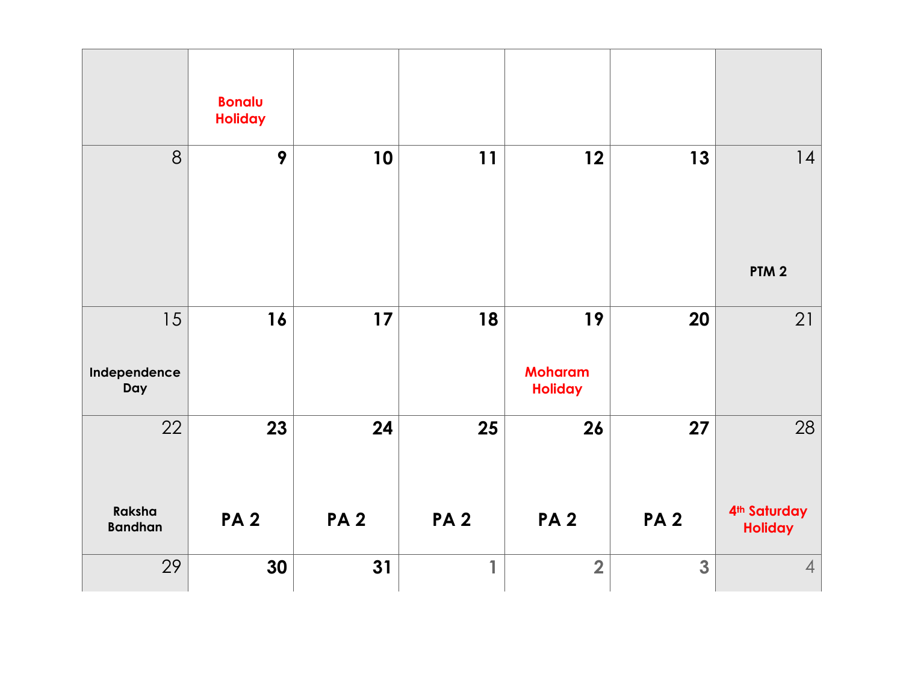|  |  |  |  |  |  |  |
| --- | --- | --- | --- | --- | --- | --- |
|  | Bonalu Holiday |  |  |  |  |  |
| 8 | 9 | 10 | 11 | 12 | 13 | 14<br>PTM 2 |
| 15<br>Independence Day | 16 | 17 | 18 | 19<br>Moharam Holiday | 20 | 21 |
| 22<br>Raksha Bandhan | 23<br>PA 2 | 24<br>PA 2 | 25<br>PA 2 | 26<br>PA 2 | 27<br>PA 2 | 28<br>4th Saturday Holiday |
| 29 | 30 | 31 | 1 | 2 | 3 | 4 |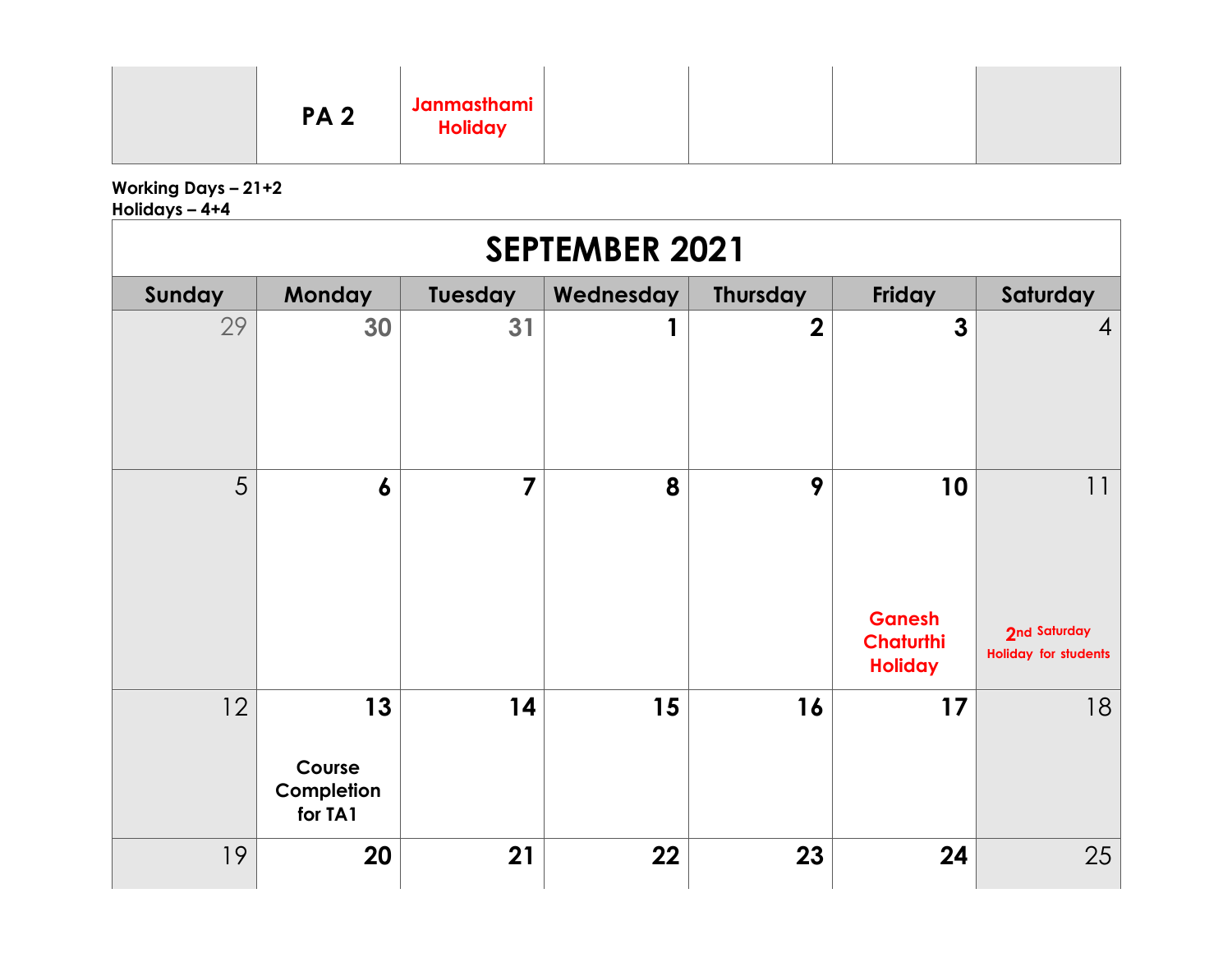| | | | | | | |
|---|---|---|---|---|---|---|
| | PA 2 | Janmasthami Holiday | | | | |

**Working Days – 21+2**
**Holidays – 4+4**

| SEPTEMBER 2021 | | | | | | |
|---|---|---|---|---|---|---|
| Sunday | Monday | Tuesday | Wednesday | Thursday | Friday | Saturday |
| 29 | 30 | 31 | 1 | 2 | 3 | 4 |
| 5 | 6 | 7 | 8 | 9 | 10 Ganesh Chaturthi Holiday | 11 2nd Saturday Holiday for students |
| 12 | 13 Course Completion for TA1 | 14 | 15 | 16 | 17 | 18 |
| 19 | 20 | 21 | 22 | 23 | 24 | 25 |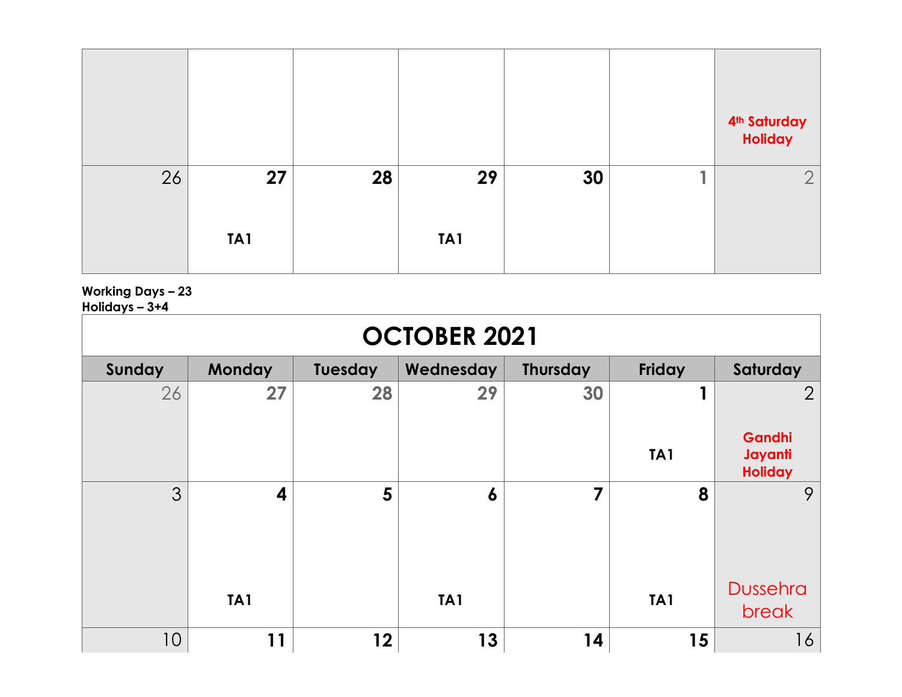| | | | | | | |
|---|---|---|---|---|---|---|
| | | | | | | 4th Saturday Holiday |
| 26 | 27<br>TA1 | 28 | 29<br>TA1 | 30 | 1 | 2 |

**Working Days – 23**
**Holidays – 3+4**

| OCTOBER 2021 | | | | | | |
|---|---|---|---|---|---|---|
| Sunday | Monday | Tuesday | Wednesday | Thursday | Friday | Saturday |
| 26 | 27 | 28 | 29 | 30 | 1<br>TA1 | 2<br>Gandhi Jayanti Holiday |
| 3 | 4<br>TA1 | 5 | 6<br>TA1 | 7 | 8<br>TA1 | 9<br>Dussehra break |
| 10 | 11 | 12 | 13 | 14 | 15 | 16 |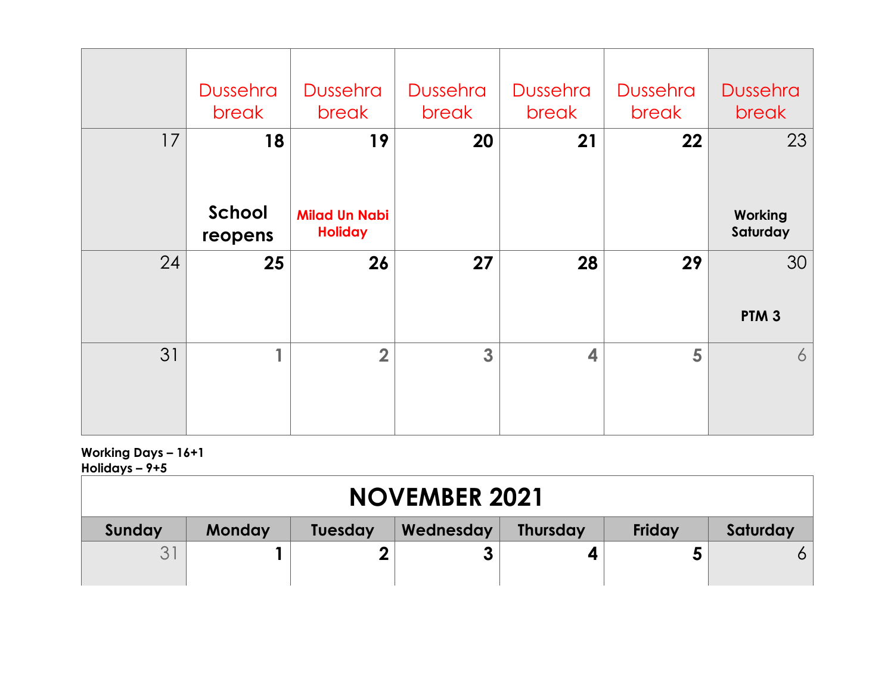| | | | | | | |
|---|---|---|---|---|---|---|
| | Dussehra break | Dussehra break | Dussehra break | Dussehra break | Dussehra break | Dussehra break |
| 17 | **18** School reopens | **19** Milad Un Nabi Holiday | **20** | **21** | **22** | 23 Working Saturday |
| 24 | **25** | **26** | **27** | **28** | **29** | 30 PTM 3 |
| 31 | 1 | 2 | 3 | 4 | 5 | 6 |

**Working Days – 16+1**
**Holidays – 9+5**

## NOVEMBER 2021

| Sunday | Monday | Tuesday | Wednesday | Thursday | Friday | Saturday |
|---|---|---|---|---|---|---|
| 31 | **1** | **2** | **3** | **4** | **5** | 6 |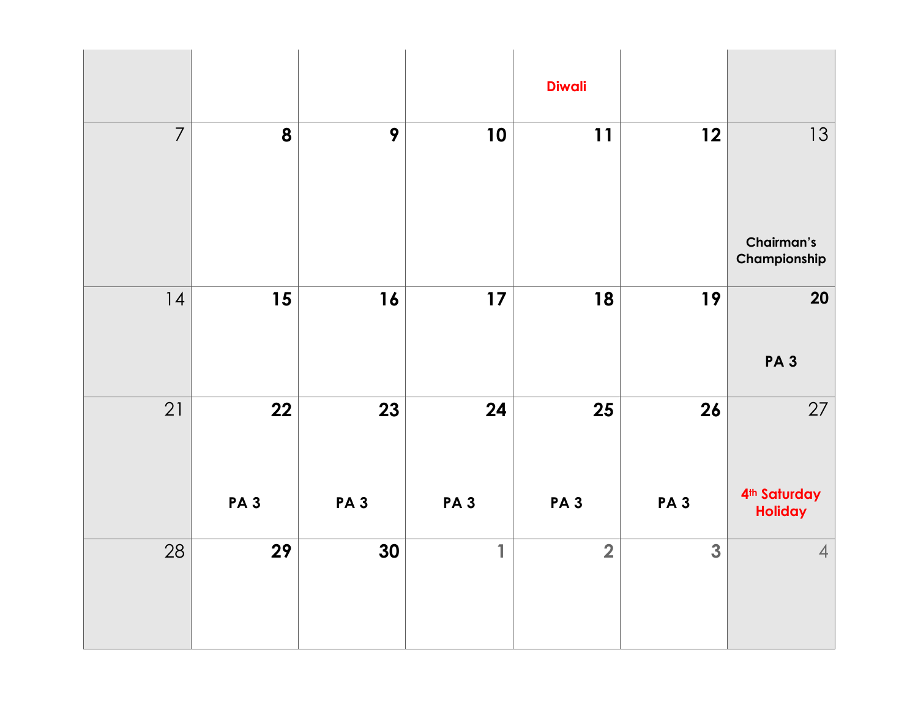| | | | | | | |
|---|---|---|---|---|---|---|
| | | | | Diwali | | |
| 7 | 8 | 9 | 10 | 11 | 12 | 13<br>Chairman's Championship |
| 14 | 15 | 16 | 17 | 18 | 19 | 20<br>PA 3 |
| 21 | 22<br>PA 3 | 23<br>PA 3 | 24<br>PA 3 | 25<br>PA 3 | 26<br>PA 3 | 27<br>4th Saturday Holiday |
| 28 | 29 | 30 | 1 | 2 | 3 | 4 |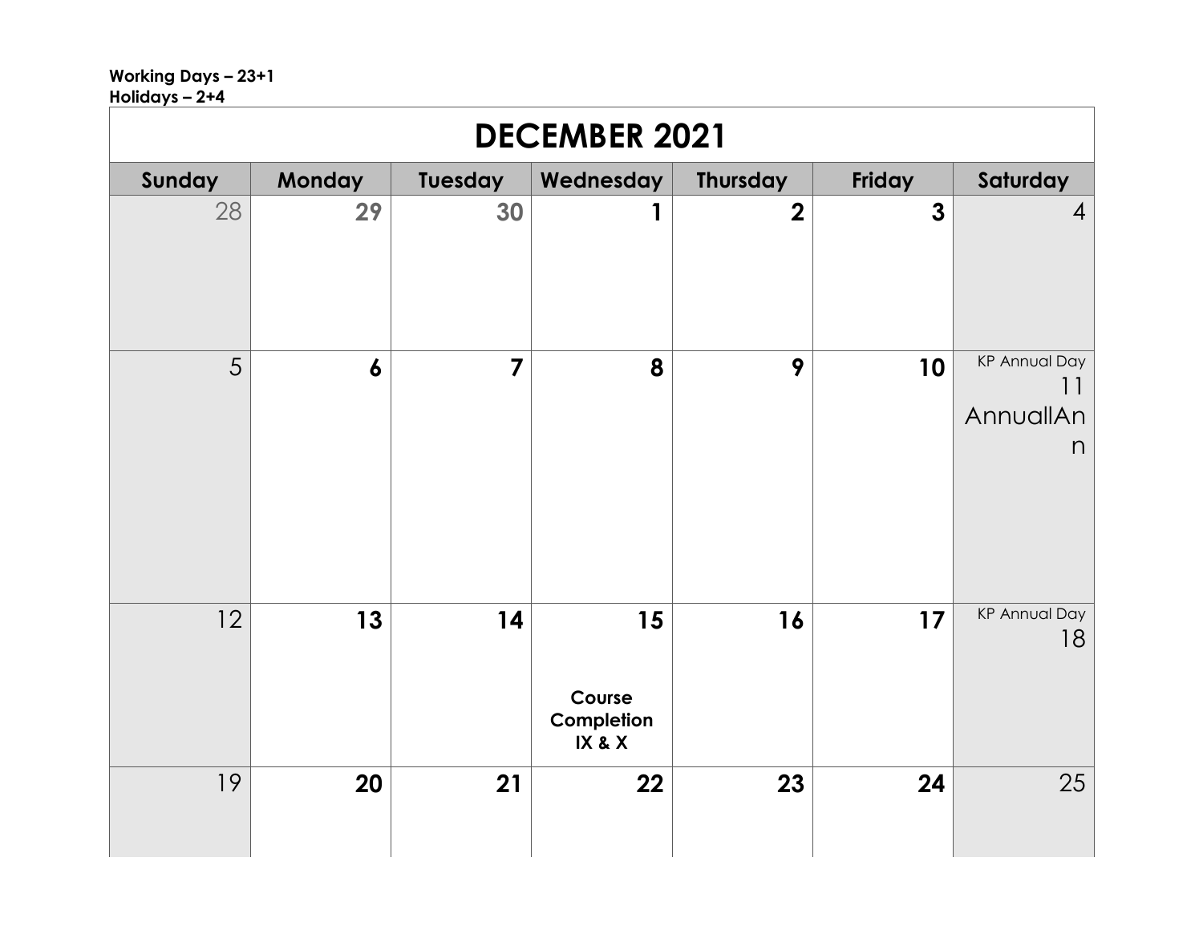**Working Days – 23+1**
**Holidays – 2+4**

# DECEMBER 2021

| Sunday | Monday | Tuesday | Wednesday | Thursday | Friday | Saturday |
|---|---|---|---|---|---|---|
| 28 | **29** | **30** | **1** | **2** | **3** | 4 |
| 5 | **6** | **7** | **8** | **9** | **10** | KP Annual Day 11 AnnuallAnn |
| 12 | **13** | **14** | **15** **Course Completion IX & X** | **16** | **17** | KP Annual Day 18 |
| 19 | **20** | **21** | **22** | **23** | **24** | 25 |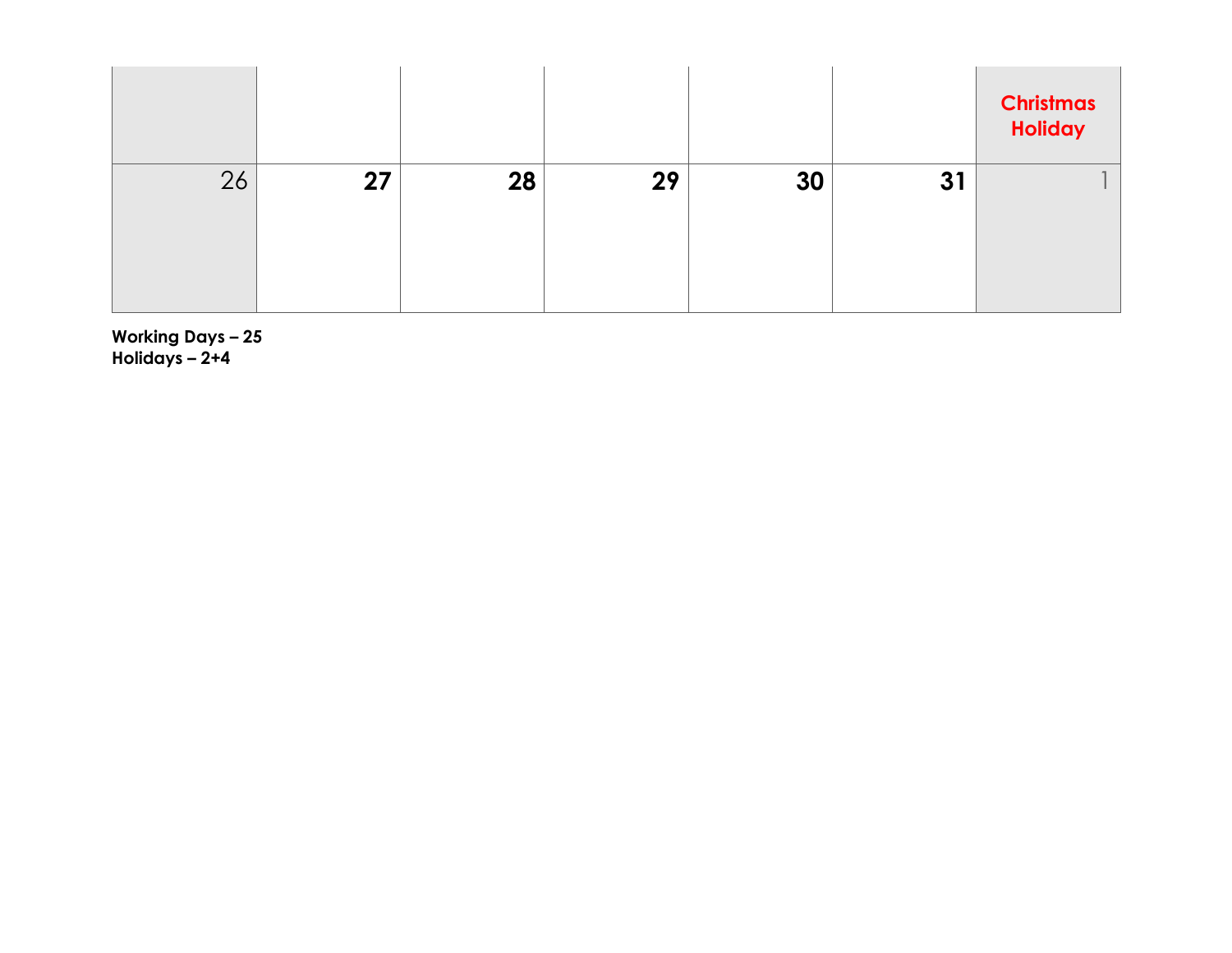|  |  |  |  |  |  | **Christmas Holiday** |
|---|---|---|---|---|---|---|
| 26 | **27** | **28** | **29** | **30** | **31** | 1 |

**Working Days – 25**
**Holidays – 2+4**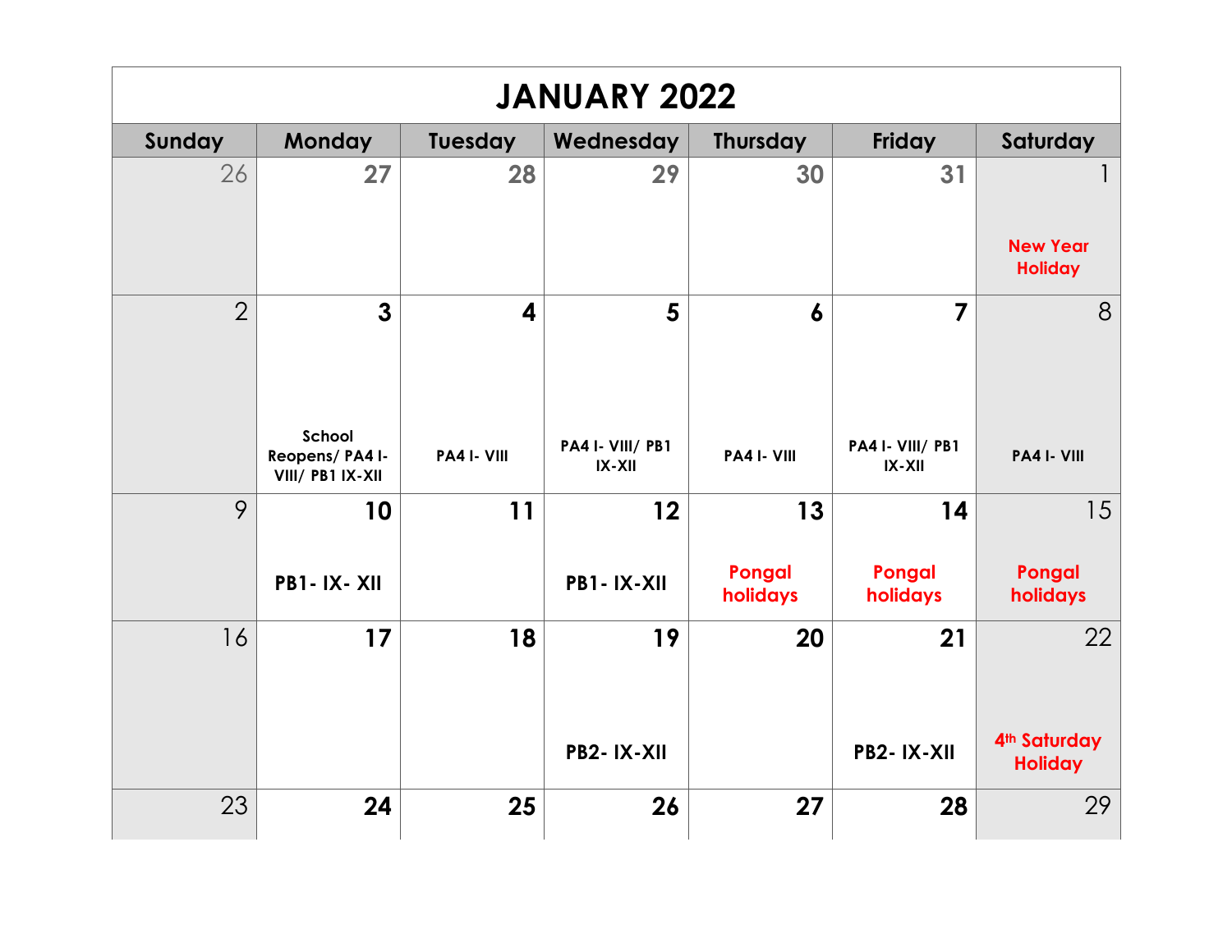# JANUARY 2022

| Sunday | Monday | Tuesday | Wednesday | Thursday | Friday | Saturday |
|---|---|---|---|---|---|---|
| 26 | 27 | 28 | 29 | 30 | 31 | 1 New Year Holiday |
| 2 | 3 School Reopens/ PA4 I- VIII/ PB1 IX-XII | 4 PA4 I- VIII | 5 PA4 I- VIII/ PB1 IX-XII | 6 PA4 I- VIII | 7 PA4 I- VIII/ PB1 IX-XII | 8 PA4 I- VIII |
| 9 | 10 PB1- IX- XII | 11 | 12 PB1- IX-XII | 13 Pongal holidays | 14 Pongal holidays | 15 Pongal holidays |
| 16 | 17 | 18 | 19 PB2- IX-XII | 20 | 21 PB2- IX-XII | 22 4th Saturday Holiday |
| 23 | 24 | 25 | 26 | 27 | 28 | 29 |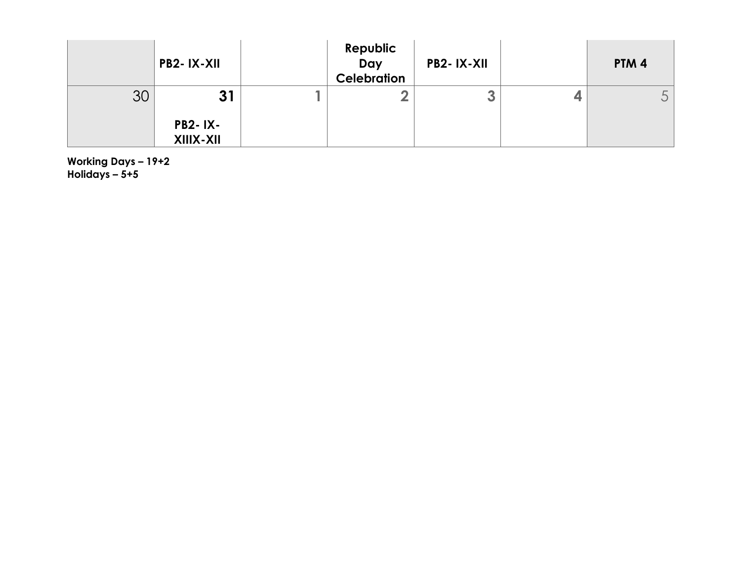|  | PB2- IX-XII |  | Republic Day Celebration | PB2- IX-XII |  | PTM 4 |
|---|---|---|---|---|---|---|
| 30 | 31<br>PB2- IX-XIIIX-XII | 1 | 2 | 3 | 4 | 5 |

**Working Days – 19+2**
**Holidays – 5+5**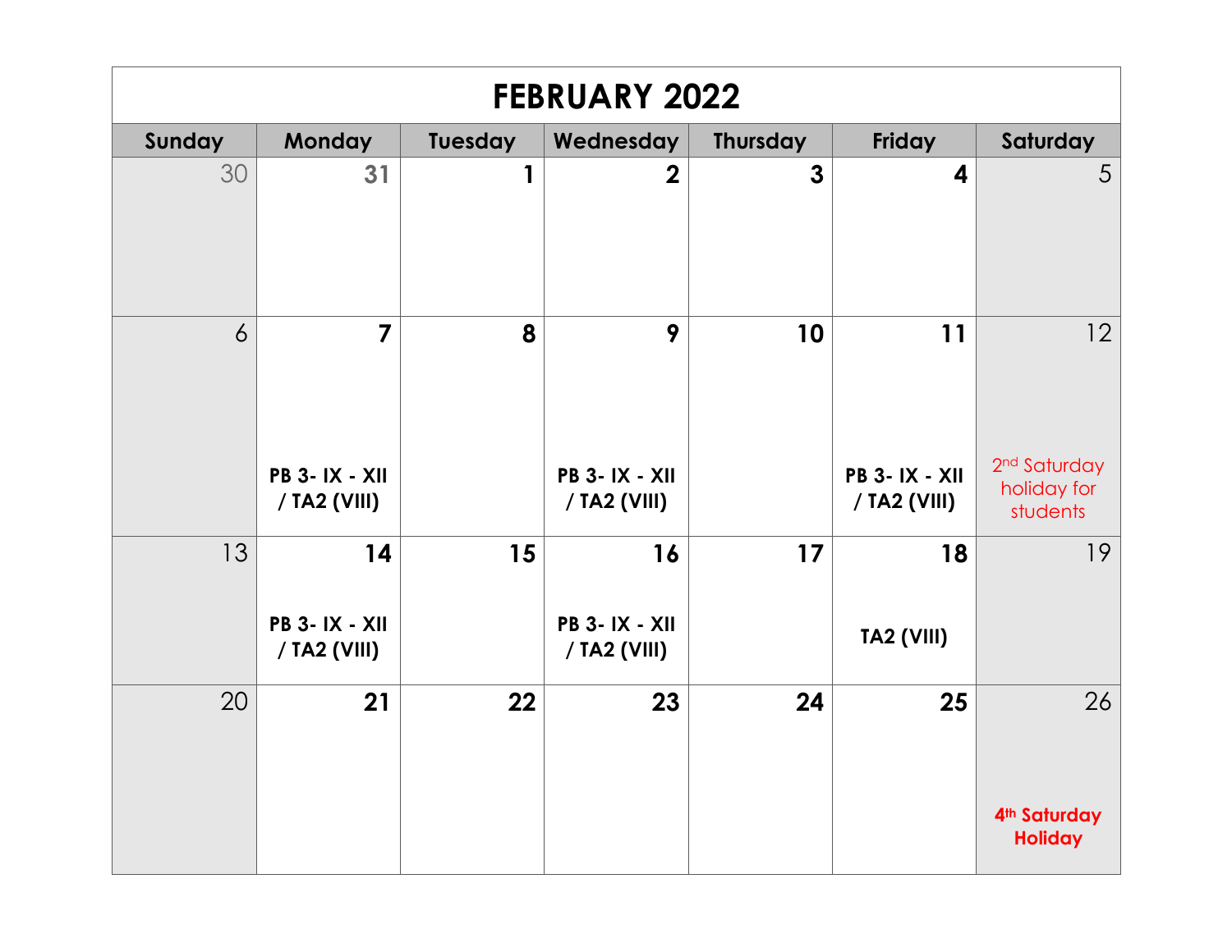# FEBRUARY 2022

| Sunday | Monday | Tuesday | Wednesday | Thursday | Friday | Saturday |
|---|---|---|---|---|---|---|
| 30 | 31 | 1 | 2 | 3 | 4 | 5 |
| 6 | 7<br>**PB 3- IX - XII / TA2 (VIII)** | 8 | 9<br>**PB 3- IX - XII / TA2 (VIII)** | 10 | 11<br>**PB 3- IX - XII / TA2 (VIII)** | 12<br>2nd Saturday holiday for students |
| 13 | 14<br>**PB 3- IX - XII / TA2 (VIII)** | 15 | 16<br>**PB 3- IX - XII / TA2 (VIII)** | 17 | 18<br>**TA2 (VIII)** | 19 |
| 20 | 21 | 22 | 23 | 24 | 25 | 26<br>**4th Saturday Holiday** |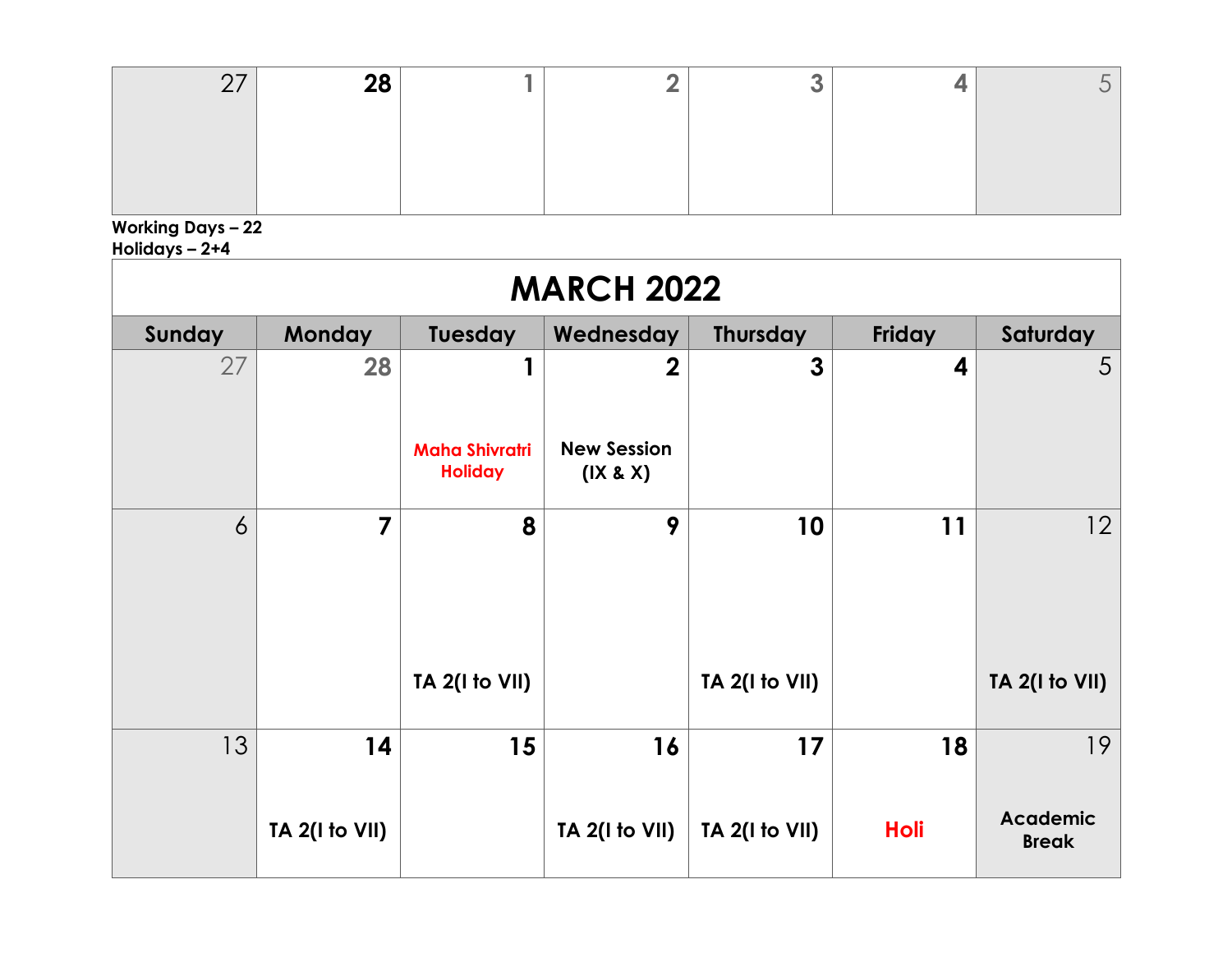| 27 | 28 | 1 | 2 | 3 | 4 | 5 |
|---|---|---|---|---|---|---|
| | | | | | | |

**Working Days – 22**
**Holidays – 2+4**

# MARCH 2022

| Sunday | Monday | Tuesday | Wednesday | Thursday | Friday | Saturday |
|---|---|---|---|---|---|---|
| 27 | 28 | 1<br>Maha Shivratri Holiday | 2<br>New Session (IX & X) | 3 | 4 | 5 |
| 6 | 7 | 8<br>TA 2(I to VII) | 9 | 10<br>TA 2(I to VII) | 11 | 12<br>TA 2(I to VII) |
| 13 | 14<br>TA 2(I to VII) | 15 | 16<br>TA 2(I to VII) | 17<br>TA 2(I to VII) | 18<br>Holi | 19<br>Academic Break |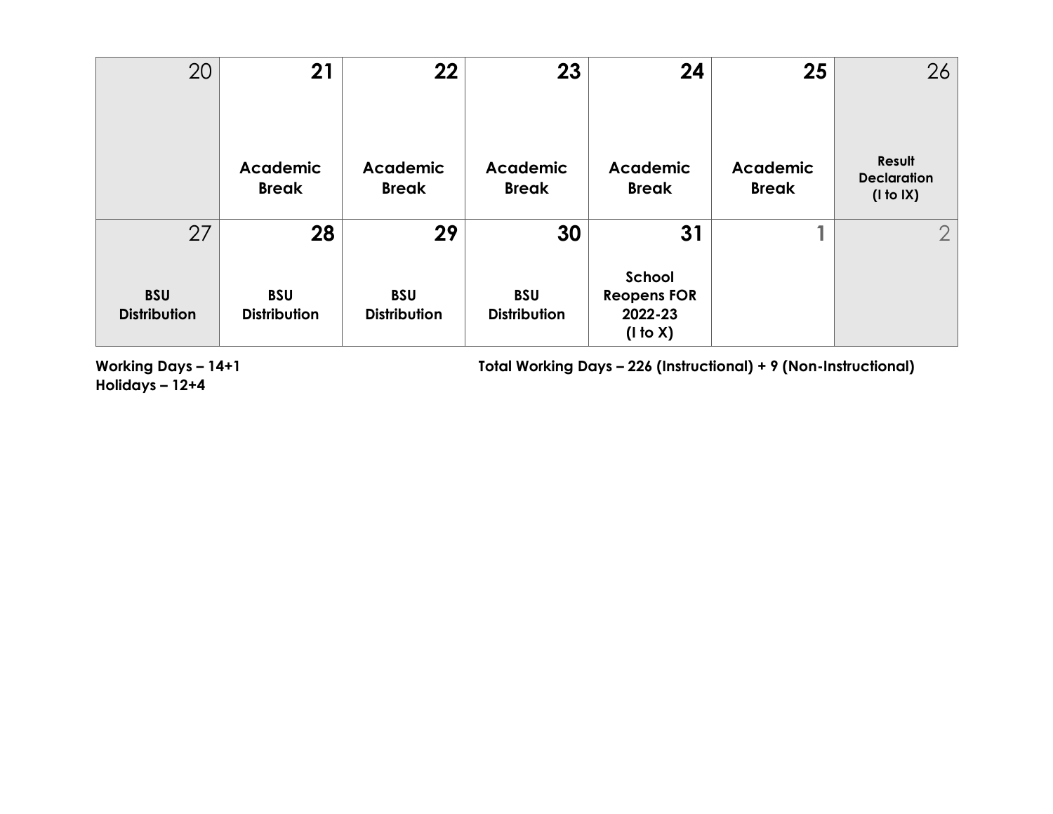| | | | | | | |
|---|---|---|---|---|---|---|
| 20 | **21**<br>**Academic Break** | **22**<br>**Academic Break** | **23**<br>**Academic Break** | **24**<br>**Academic Break** | **25**<br>**Academic Break** | 26<br>**Result Declaration (I to IX)** |
| 27<br>**BSU Distribution** | **28**<br>**BSU Distribution** | **29**<br>**BSU Distribution** | **30**<br>**BSU Distribution** | **31**<br>**School Reopens FOR 2022-23 (I to X)** | 1 | 2 |

**Working Days – 14+1**
**Holidays – 12+4**

**Total Working Days – 226 (Instructional) + 9 (Non-Instructional)**